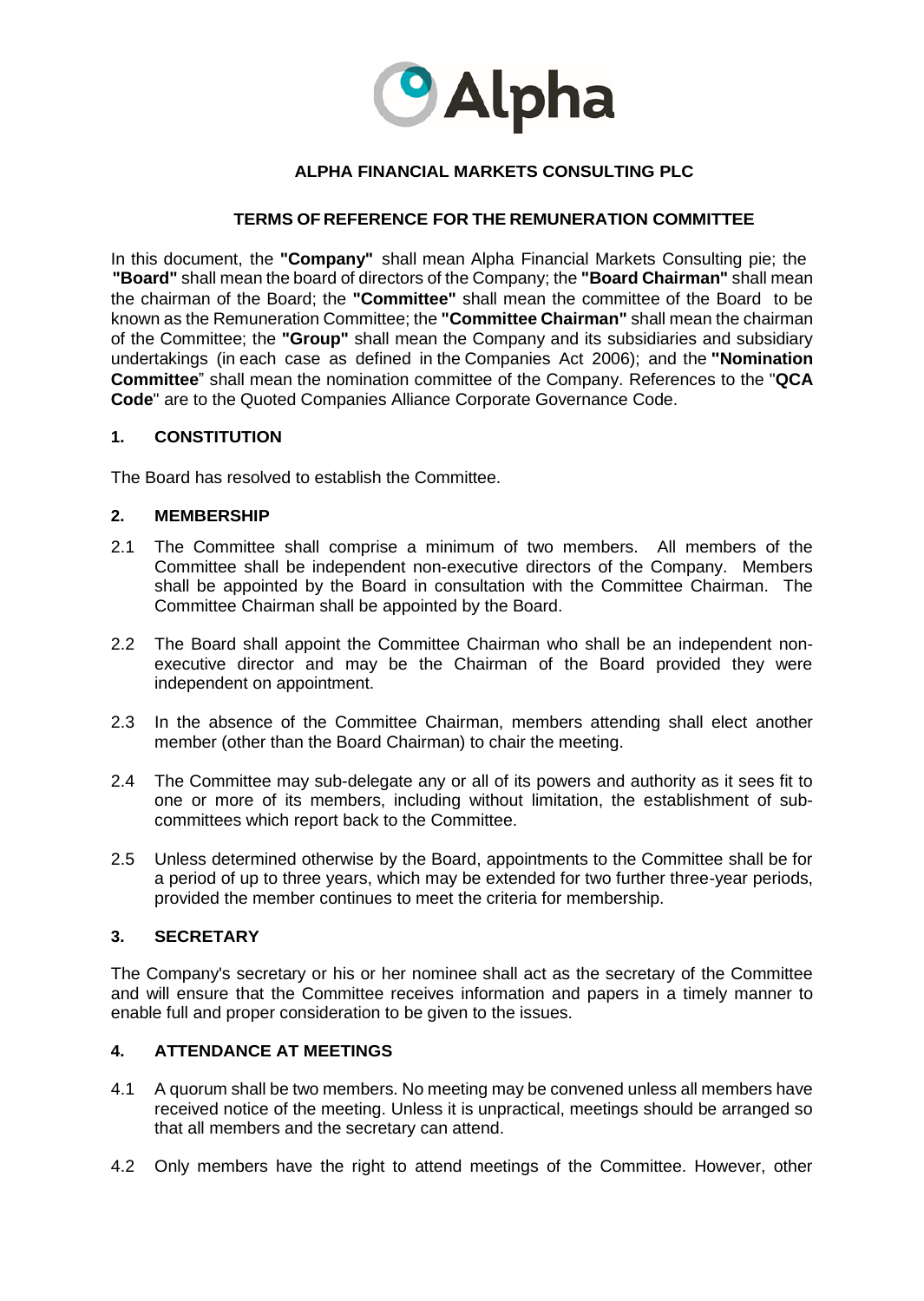**ALPHA FINANCIAL MARKETS CONSULTING PLC**

**TERMS OF REFERENCE FOR THE REMUNERATION COMMITTEE**

In this document, the **"Company"** shall mean Alpha Financial Markets Consulting pie; the **"Board"** shall mean the board of directors of the Company; the **"Board Chairman"** shall mean the chairman of the Board; the **"Committee"** shall mean the committee of the Board to be known as the Remuneration Committee; the **"Committee Chairman"** shall mean the chairman of the Committee; the **"Group"** shall mean the Company and its subsidiaries and subsidiary undertakings (in each case as defined in the Companies Act 2006); and the **"Nomination Committee"** shall mean the nomination committee of the Company. References to the "**QCA Code**" are to the Quoted Companies Alliance Corporate Governance Code.

## 1. CONSTITUTION

The Board has resolved to establish the Committee.

## 2. MEMBERSHIP

2.1 The Committee shall comprise a minimum of two members. All members of the Committee shall be independent non-executive directors of the Company. Members shall be appointed by the Board in consultation with the Committee Chairman. The Committee Chairman shall be appointed by the Board.

2.2 The Board shall appoint the Committee Chairman who shall be an independent non-executive director and may be the Chairman of the Board provided they were independent on appointment.

2.3 In the absence of the Committee Chairman, members attending shall elect another member (other than the Board Chairman) to chair the meeting.

2.4 The Committee may sub-delegate any or all of its powers and authority as it sees fit to one or more of its members, including without limitation, the establishment of sub-committees which report back to the Committee.

2.5 Unless determined otherwise by the Board, appointments to the Committee shall be for a period of up to three years, which may be extended for two further three-year periods, provided the member continues to meet the criteria for membership.

## 3. SECRETARY

The Company's secretary or his or her nominee shall act as the secretary of the Committee and will ensure that the Committee receives information and papers in a timely manner to enable full and proper consideration to be given to the issues.

## 4. ATTENDANCE AT MEETINGS

4.1 A quorum shall be two members. No meeting may be convened unless all members have received notice of the meeting. Unless it is unpractical, meetings should be arranged so that all members and the secretary can attend.

4.2 Only members have the right to attend meetings of the Committee. However, other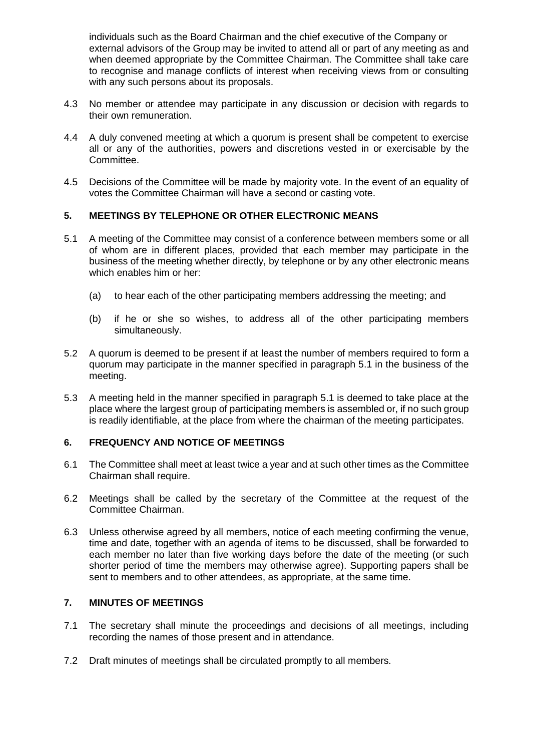individuals such as the Board Chairman and the chief executive of the Company or external advisors of the Group may be invited to attend all or part of any meeting as and when deemed appropriate by the Committee Chairman. The Committee shall take care to recognise and manage conflicts of interest when receiving views from or consulting with any such persons about its proposals.

4.3 No member or attendee may participate in any discussion or decision with regards to their own remuneration.

4.4 A duly convened meeting at which a quorum is present shall be competent to exercise all or any of the authorities, powers and discretions vested in or exercisable by the Committee.

4.5 Decisions of the Committee will be made by majority vote. In the event of an equality of votes the Committee Chairman will have a second or casting vote.

## 5. MEETINGS BY TELEPHONE OR OTHER ELECTRONIC MEANS

5.1 A meeting of the Committee may consist of a conference between members some or all of whom are in different places, provided that each member may participate in the business of the meeting whether directly, by telephone or by any other electronic means which enables him or her:

(a) to hear each of the other participating members addressing the meeting; and

(b) if he or she so wishes, to address all of the other participating members simultaneously.

5.2 A quorum is deemed to be present if at least the number of members required to form a quorum may participate in the manner specified in paragraph 5.1 in the business of the meeting.

5.3 A meeting held in the manner specified in paragraph 5.1 is deemed to take place at the place where the largest group of participating members is assembled or, if no such group is readily identifiable, at the place from where the chairman of the meeting participates.

## 6. FREQUENCY AND NOTICE OF MEETINGS

6.1 The Committee shall meet at least twice a year and at such other times as the Committee Chairman shall require.

6.2 Meetings shall be called by the secretary of the Committee at the request of the Committee Chairman.

6.3 Unless otherwise agreed by all members, notice of each meeting confirming the venue, time and date, together with an agenda of items to be discussed, shall be forwarded to each member no later than five working days before the date of the meeting (or such shorter period of time the members may otherwise agree). Supporting papers shall be sent to members and to other attendees, as appropriate, at the same time.

## 7. MINUTES OF MEETINGS

7.1 The secretary shall minute the proceedings and decisions of all meetings, including recording the names of those present and in attendance.

7.2 Draft minutes of meetings shall be circulated promptly to all members.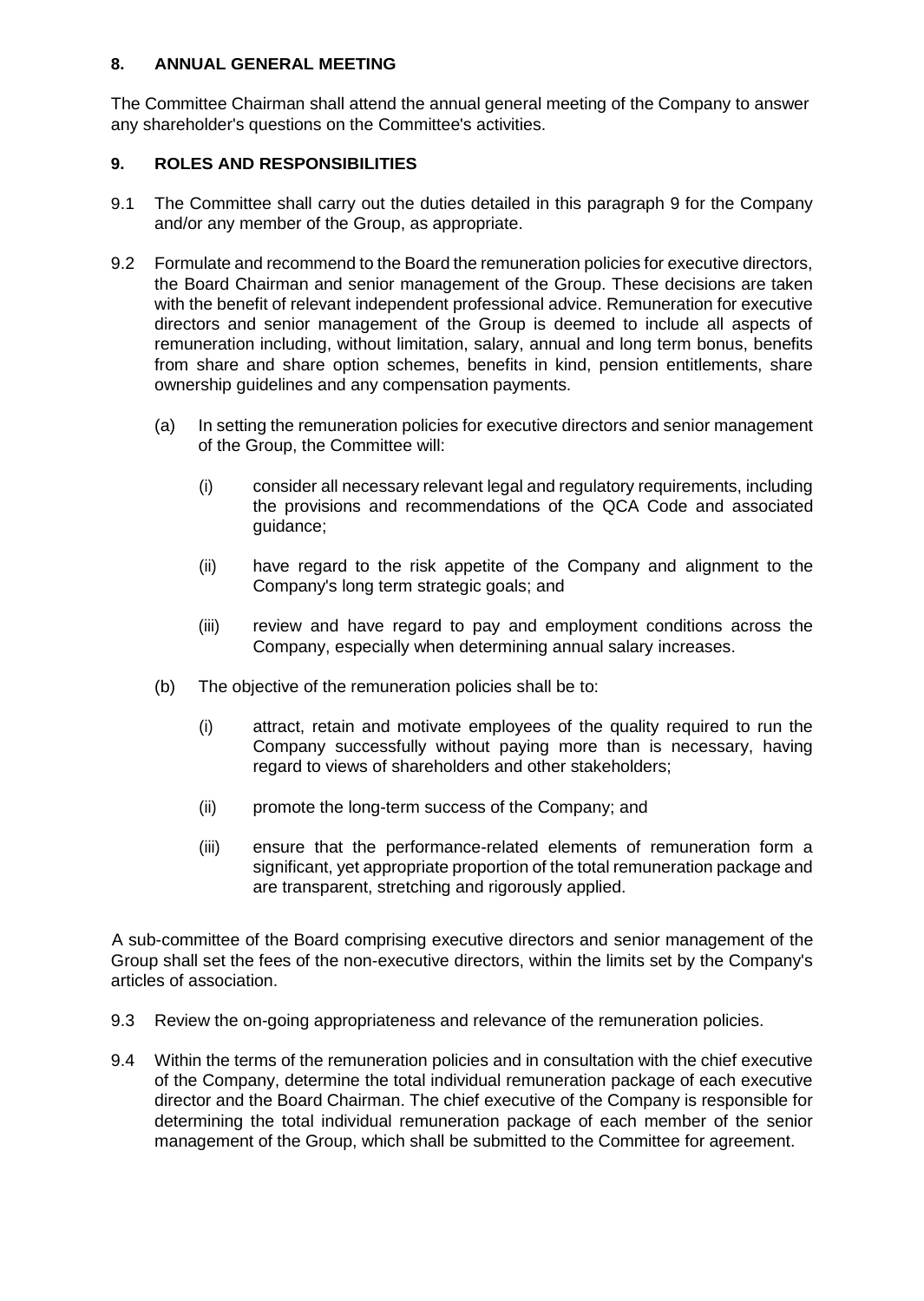## 8. ANNUAL GENERAL MEETING

The Committee Chairman shall attend the annual general meeting of the Company to answer any shareholder's questions on the Committee's activities.

## 9. ROLES AND RESPONSIBILITIES

9.1 The Committee shall carry out the duties detailed in this paragraph 9 for the Company and/or any member of the Group, as appropriate.

9.2 Formulate and recommend to the Board the remuneration policies for executive directors, the Board Chairman and senior management of the Group. These decisions are taken with the benefit of relevant independent professional advice. Remuneration for executive directors and senior management of the Group is deemed to include all aspects of remuneration including, without limitation, salary, annual and long term bonus, benefits from share and share option schemes, benefits in kind, pension entitlements, share ownership guidelines and any compensation payments.

(a) In setting the remuneration policies for executive directors and senior management of the Group, the Committee will:

(i) consider all necessary relevant legal and regulatory requirements, including the provisions and recommendations of the QCA Code and associated guidance;

(ii) have regard to the risk appetite of the Company and alignment to the Company's long term strategic goals; and

(iii) review and have regard to pay and employment conditions across the Company, especially when determining annual salary increases.

(b) The objective of the remuneration policies shall be to:

(i) attract, retain and motivate employees of the quality required to run the Company successfully without paying more than is necessary, having regard to views of shareholders and other stakeholders;

(ii) promote the long-term success of the Company; and

(iii) ensure that the performance-related elements of remuneration form a significant, yet appropriate proportion of the total remuneration package and are transparent, stretching and rigorously applied.

A sub-committee of the Board comprising executive directors and senior management of the Group shall set the fees of the non-executive directors, within the limits set by the Company's articles of association.

9.3 Review the on-going appropriateness and relevance of the remuneration policies.

9.4 Within the terms of the remuneration policies and in consultation with the chief executive of the Company, determine the total individual remuneration package of each executive director and the Board Chairman. The chief executive of the Company is responsible for determining the total individual remuneration package of each member of the senior management of the Group, which shall be submitted to the Committee for agreement.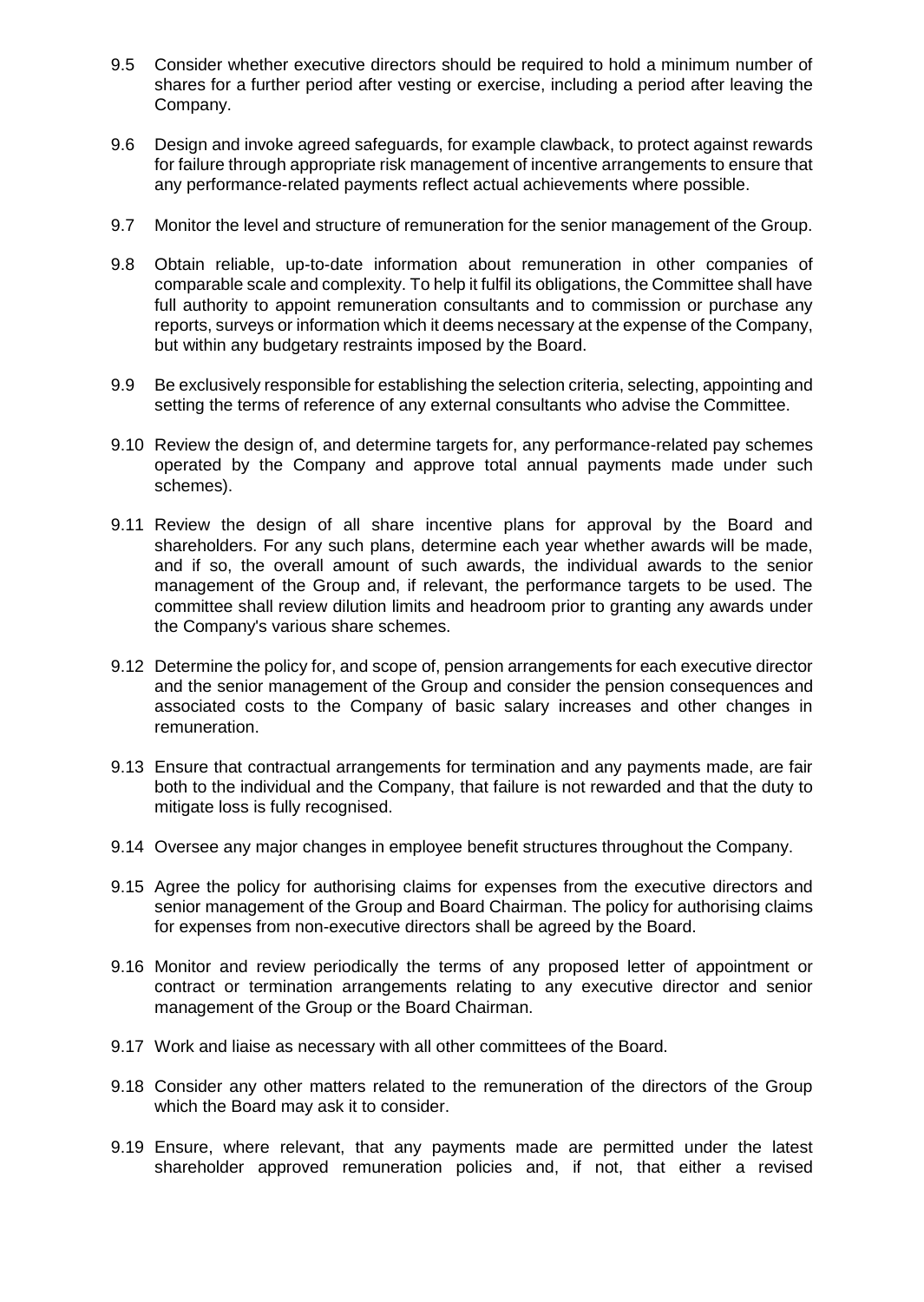9.5 Consider whether executive directors should be required to hold a minimum number of shares for a further period after vesting or exercise, including a period after leaving the Company.

9.6 Design and invoke agreed safeguards, for example clawback, to protect against rewards for failure through appropriate risk management of incentive arrangements to ensure that any performance-related payments reflect actual achievements where possible.

9.7 Monitor the level and structure of remuneration for the senior management of the Group.

9.8 Obtain reliable, up-to-date information about remuneration in other companies of comparable scale and complexity. To help it fulfil its obligations, the Committee shall have full authority to appoint remuneration consultants and to commission or purchase any reports, surveys or information which it deems necessary at the expense of the Company, but within any budgetary restraints imposed by the Board.

9.9 Be exclusively responsible for establishing the selection criteria, selecting, appointing and setting the terms of reference of any external consultants who advise the Committee.

9.10 Review the design of, and determine targets for, any performance-related pay schemes operated by the Company and approve total annual payments made under such schemes).

9.11 Review the design of all share incentive plans for approval by the Board and shareholders. For any such plans, determine each year whether awards will be made, and if so, the overall amount of such awards, the individual awards to the senior management of the Group and, if relevant, the performance targets to be used. The committee shall review dilution limits and headroom prior to granting any awards under the Company's various share schemes.

9.12 Determine the policy for, and scope of, pension arrangements for each executive director and the senior management of the Group and consider the pension consequences and associated costs to the Company of basic salary increases and other changes in remuneration.

9.13 Ensure that contractual arrangements for termination and any payments made, are fair both to the individual and the Company, that failure is not rewarded and that the duty to mitigate loss is fully recognised.

9.14 Oversee any major changes in employee benefit structures throughout the Company.

9.15 Agree the policy for authorising claims for expenses from the executive directors and senior management of the Group and Board Chairman. The policy for authorising claims for expenses from non-executive directors shall be agreed by the Board.

9.16 Monitor and review periodically the terms of any proposed letter of appointment or contract or termination arrangements relating to any executive director and senior management of the Group or the Board Chairman.

9.17 Work and liaise as necessary with all other committees of the Board.

9.18 Consider any other matters related to the remuneration of the directors of the Group which the Board may ask it to consider.

9.19 Ensure, where relevant, that any payments made are permitted under the latest shareholder approved remuneration policies and, if not, that either a revised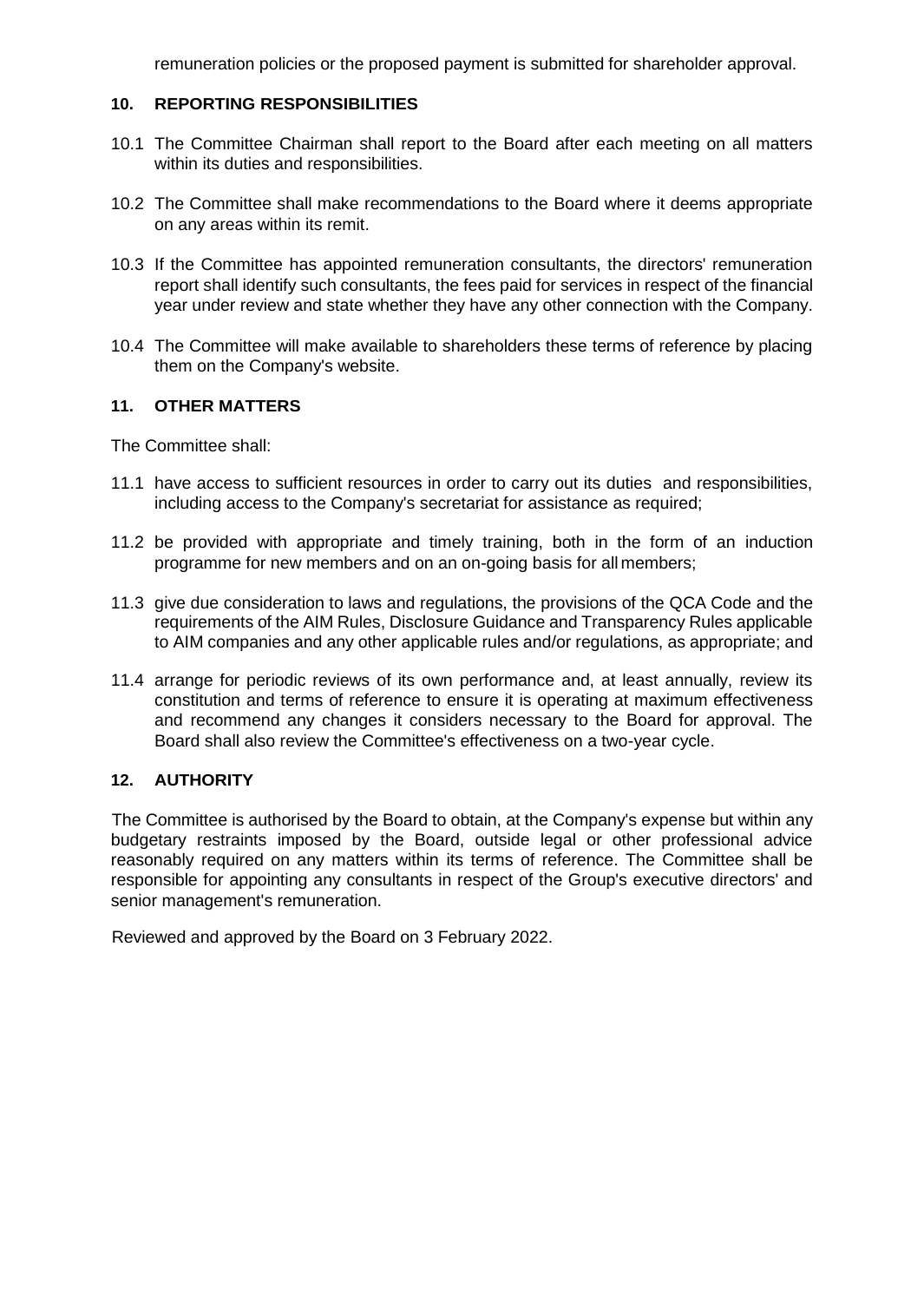remuneration policies or the proposed payment is submitted for shareholder approval.

## 10. REPORTING RESPONSIBILITIES

10.1 The Committee Chairman shall report to the Board after each meeting on all matters within its duties and responsibilities.

10.2 The Committee shall make recommendations to the Board where it deems appropriate on any areas within its remit.

10.3 If the Committee has appointed remuneration consultants, the directors' remuneration report shall identify such consultants, the fees paid for services in respect of the financial year under review and state whether they have any other connection with the Company.

10.4 The Committee will make available to shareholders these terms of reference by placing them on the Company's website.

## 11. OTHER MATTERS

The Committee shall:

11.1 have access to sufficient resources in order to carry out its duties and responsibilities, including access to the Company's secretariat for assistance as required;

11.2 be provided with appropriate and timely training, both in the form of an induction programme for new members and on an on-going basis for all members;

11.3 give due consideration to laws and regulations, the provisions of the QCA Code and the requirements of the AIM Rules, Disclosure Guidance and Transparency Rules applicable to AIM companies and any other applicable rules and/or regulations, as appropriate; and

11.4 arrange for periodic reviews of its own performance and, at least annually, review its constitution and terms of reference to ensure it is operating at maximum effectiveness and recommend any changes it considers necessary to the Board for approval. The Board shall also review the Committee's effectiveness on a two-year cycle.

## 12. AUTHORITY

The Committee is authorised by the Board to obtain, at the Company's expense but within any budgetary restraints imposed by the Board, outside legal or other professional advice reasonably required on any matters within its terms of reference. The Committee shall be responsible for appointing any consultants in respect of the Group's executive directors' and senior management's remuneration.

Reviewed and approved by the Board on 3 February 2022.